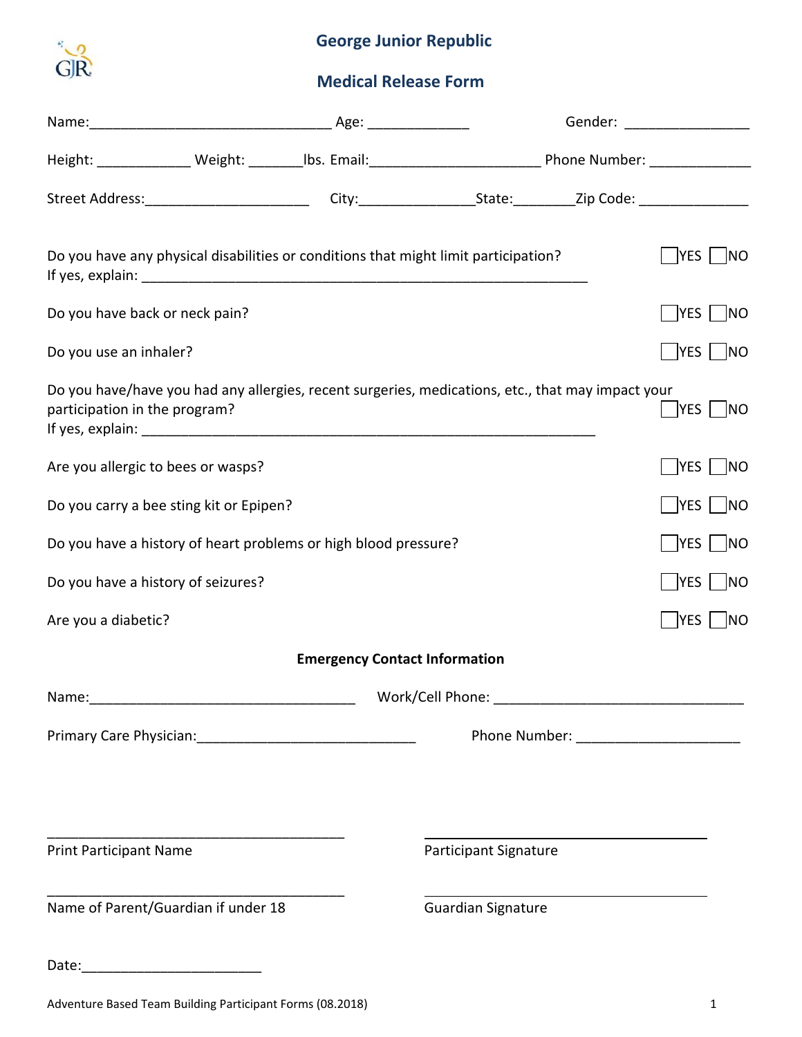# George Junior Republic

## Medical Release Form

Name:_______________________________ Age: _____________ Gender: ________________

Height: ____________ Weight: _______lbs. Email:______________________ Phone Number: _____________

Street Address:_____________________ City:_______________State:________Zip Code: ______________

Do you have any physical disabilities or conditions that might limit participation? ☐ YES ☐ NO
If yes, explain: ___________________________________________________________

Do you have back or neck pain? ☐ YES ☐ NO

Do you use an inhaler? ☐ YES ☐ NO

Do you have/have you had any allergies, recent surgeries, medications, etc., that may impact your participation in the program? ☐ YES ☐ NO
If yes, explain: ____________________________________________________________

Are you allergic to bees or wasps? ☐ YES ☐ NO

Do you carry a bee sting kit or Epipen? ☐ YES ☐ NO

Do you have a history of heart problems or high blood pressure? ☐ YES ☐ NO

Do you have a history of seizures? ☐ YES ☐ NO

Are you a diabetic? ☐ YES ☐ NO

**Emergency Contact Information**

Name:__________________________________ Work/Cell Phone: ________________________________

Primary Care Physician:____________________________ Phone Number: _____________________

_______________________________________
Print Participant Name

_______________________________________
Participant Signature

_______________________________________
Name of Parent/Guardian if under 18

_______________________________________
Guardian Signature

Date:______________________

Adventure Based Team Building Participant Forms (08.2018)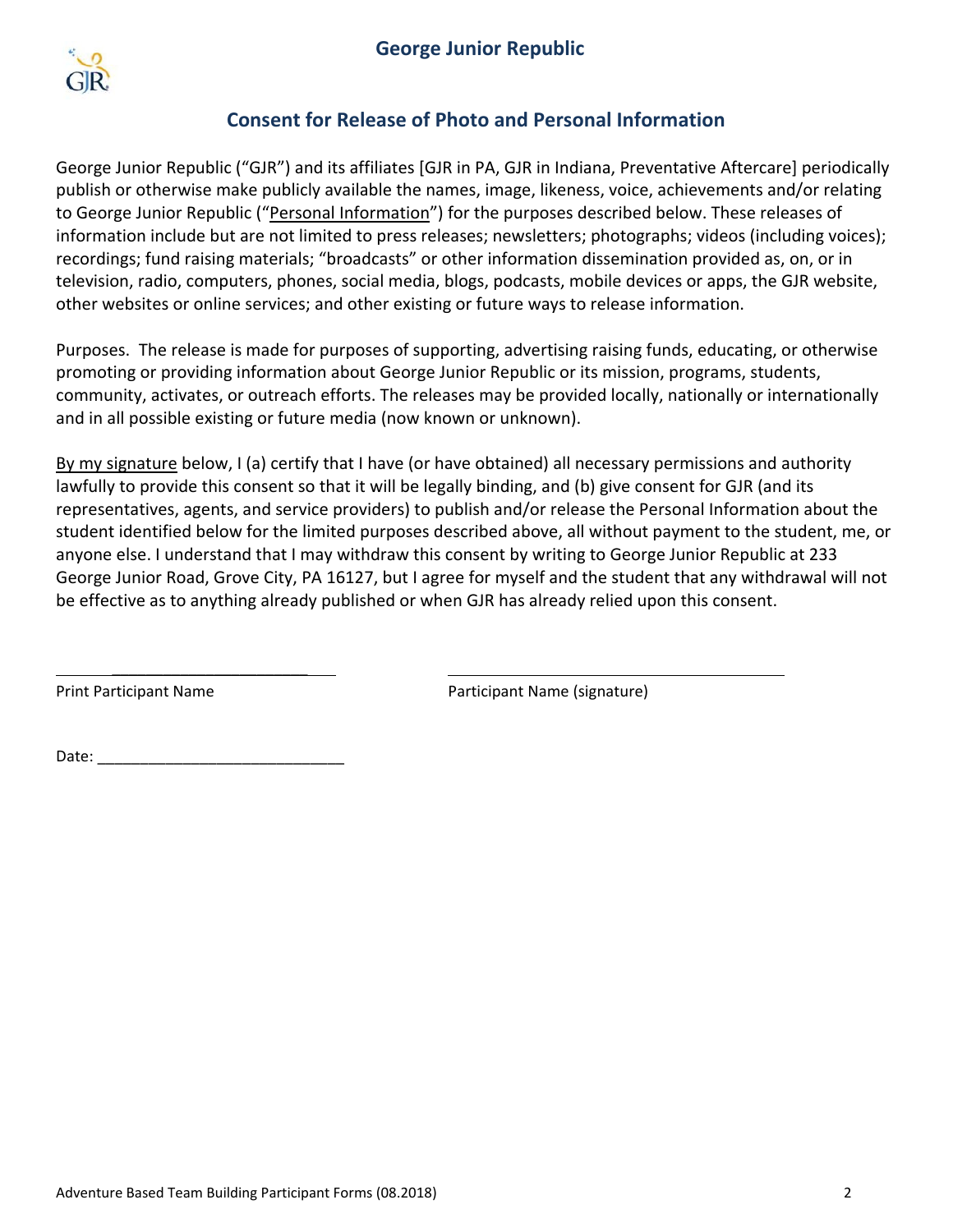## George Junior Republic

### Consent for Release of Photo and Personal Information

George Junior Republic ("GJR") and its affiliates [GJR in PA, GJR in Indiana, Preventative Aftercare] periodically publish or otherwise make publicly available the names, image, likeness, voice, achievements and/or relating to George Junior Republic ("Personal Information") for the purposes described below. These releases of information include but are not limited to press releases; newsletters; photographs; videos (including voices); recordings; fund raising materials; "broadcasts" or other information dissemination provided as, on, or in television, radio, computers, phones, social media, blogs, podcasts, mobile devices or apps, the GJR website, other websites or online services; and other existing or future ways to release information.

Purposes. The release is made for purposes of supporting, advertising raising funds, educating, or otherwise promoting or providing information about George Junior Republic or its mission, programs, students, community, activates, or outreach efforts. The releases may be provided locally, nationally or internationally and in all possible existing or future media (now known or unknown).

By my signature below, I (a) certify that I have (or have obtained) all necessary permissions and authority lawfully to provide this consent so that it will be legally binding, and (b) give consent for GJR (and its representatives, agents, and service providers) to publish and/or release the Personal Information about the student identified below for the limited purposes described above, all without payment to the student, me, or anyone else. I understand that I may withdraw this consent by writing to George Junior Republic at 233 George Junior Road, Grove City, PA 16127, but I agree for myself and the student that any withdrawal will not be effective as to anything already published or when GJR has already relied upon this consent.

______________________________ ______________________________

Print Participant Name Participant Name (signature)

Date: ______________________________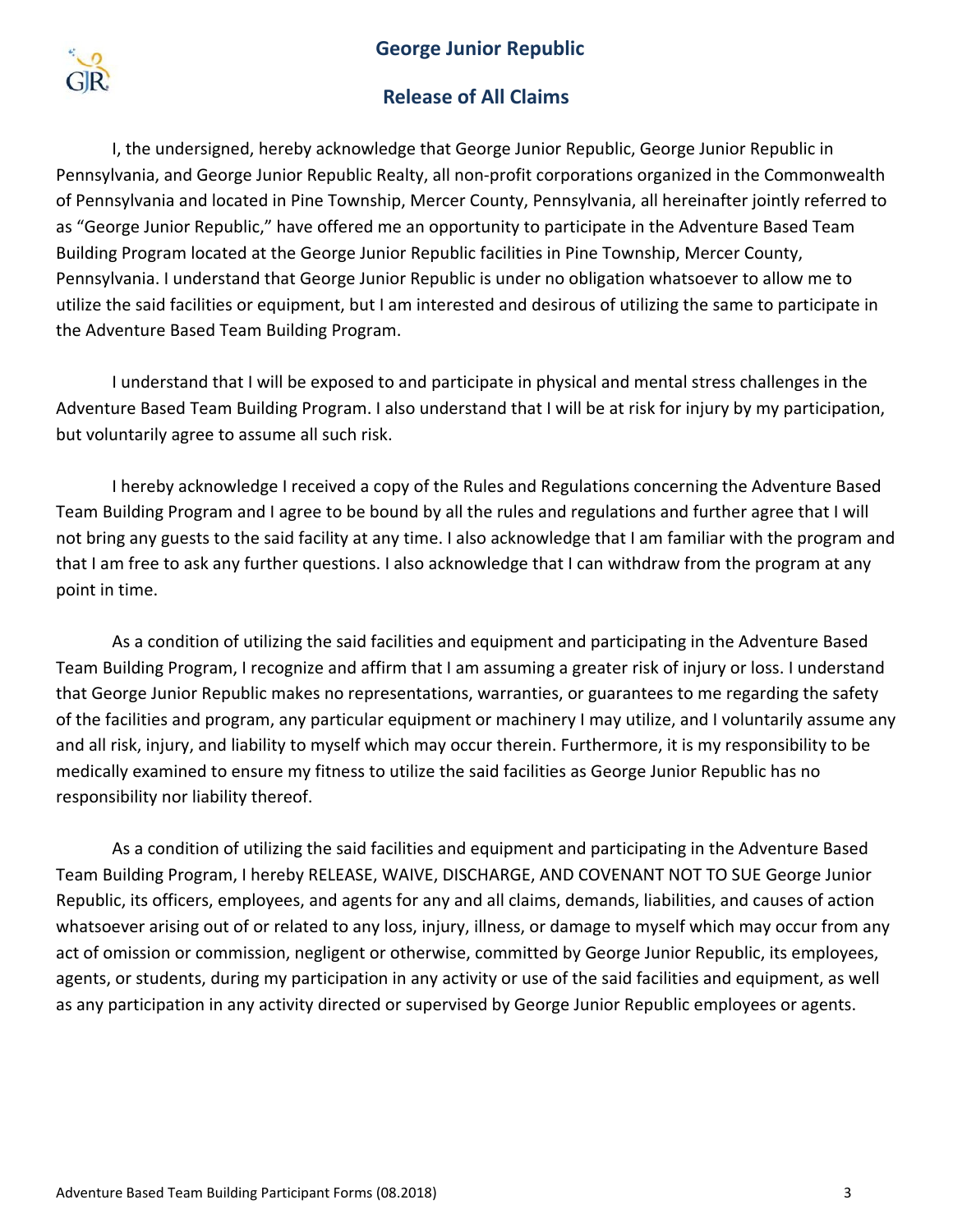## George Junior Republic

## Release of All Claims

I, the undersigned, hereby acknowledge that George Junior Republic, George Junior Republic in Pennsylvania, and George Junior Republic Realty, all non-profit corporations organized in the Commonwealth of Pennsylvania and located in Pine Township, Mercer County, Pennsylvania, all hereinafter jointly referred to as "George Junior Republic," have offered me an opportunity to participate in the Adventure Based Team Building Program located at the George Junior Republic facilities in Pine Township, Mercer County, Pennsylvania. I understand that George Junior Republic is under no obligation whatsoever to allow me to utilize the said facilities or equipment, but I am interested and desirous of utilizing the same to participate in the Adventure Based Team Building Program.

I understand that I will be exposed to and participate in physical and mental stress challenges in the Adventure Based Team Building Program. I also understand that I will be at risk for injury by my participation, but voluntarily agree to assume all such risk.

I hereby acknowledge I received a copy of the Rules and Regulations concerning the Adventure Based Team Building Program and I agree to be bound by all the rules and regulations and further agree that I will not bring any guests to the said facility at any time. I also acknowledge that I am familiar with the program and that I am free to ask any further questions. I also acknowledge that I can withdraw from the program at any point in time.

As a condition of utilizing the said facilities and equipment and participating in the Adventure Based Team Building Program, I recognize and affirm that I am assuming a greater risk of injury or loss. I understand that George Junior Republic makes no representations, warranties, or guarantees to me regarding the safety of the facilities and program, any particular equipment or machinery I may utilize, and I voluntarily assume any and all risk, injury, and liability to myself which may occur therein. Furthermore, it is my responsibility to be medically examined to ensure my fitness to utilize the said facilities as George Junior Republic has no responsibility nor liability thereof.

As a condition of utilizing the said facilities and equipment and participating in the Adventure Based Team Building Program, I hereby RELEASE, WAIVE, DISCHARGE, AND COVENANT NOT TO SUE George Junior Republic, its officers, employees, and agents for any and all claims, demands, liabilities, and causes of action whatsoever arising out of or related to any loss, injury, illness, or damage to myself which may occur from any act of omission or commission, negligent or otherwise, committed by George Junior Republic, its employees, agents, or students, during my participation in any activity or use of the said facilities and equipment, as well as any participation in any activity directed or supervised by George Junior Republic employees or agents.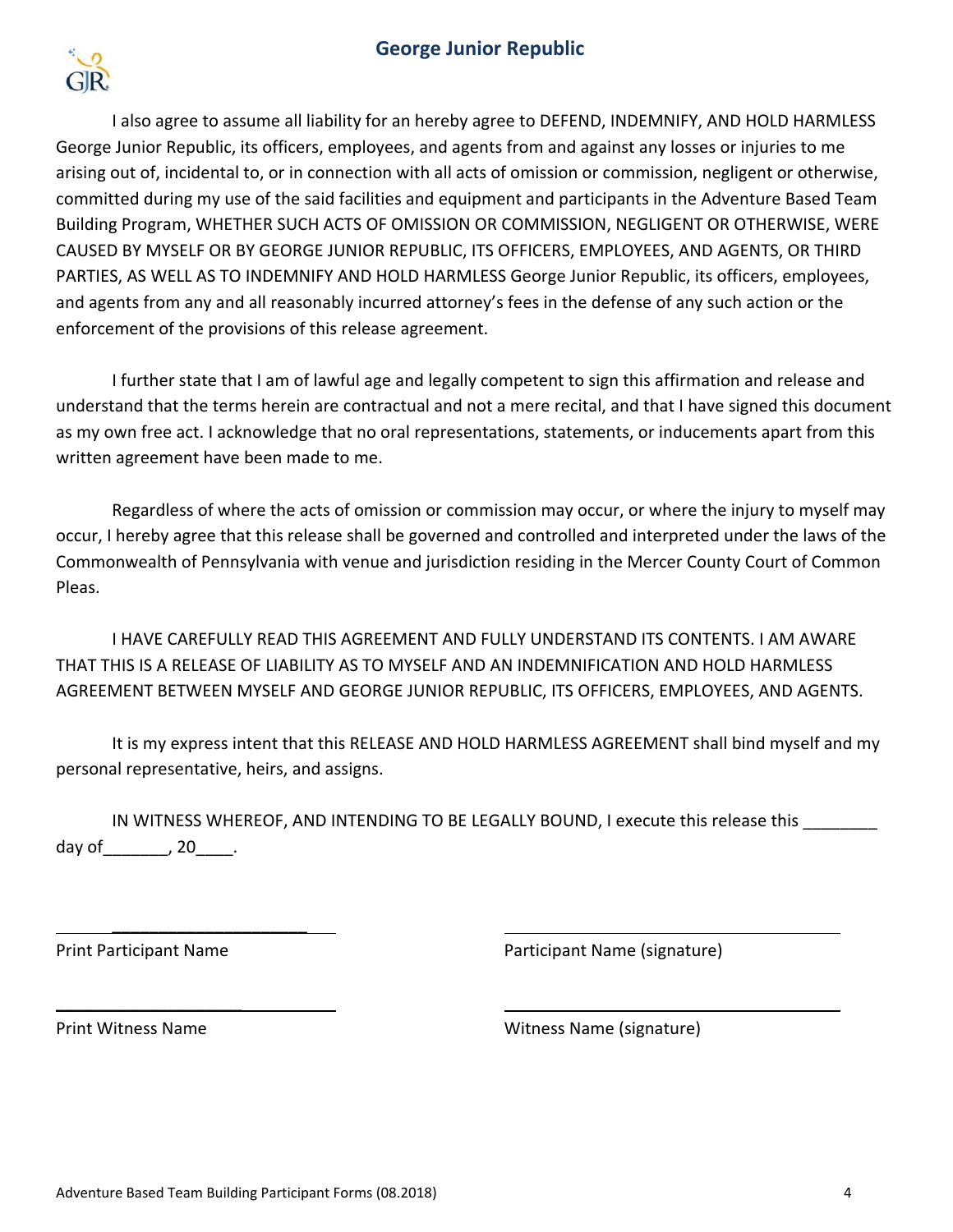I also agree to assume all liability for an hereby agree to DEFEND, INDEMNIFY, AND HOLD HARMLESS George Junior Republic, its officers, employees, and agents from and against any losses or injuries to me arising out of, incidental to, or in connection with all acts of omission or commission, negligent or otherwise, committed during my use of the said facilities and equipment and participants in the Adventure Based Team Building Program, WHETHER SUCH ACTS OF OMISSION OR COMMISSION, NEGLIGENT OR OTHERWISE, WERE CAUSED BY MYSELF OR BY GEORGE JUNIOR REPUBLIC, ITS OFFICERS, EMPLOYEES, AND AGENTS, OR THIRD PARTIES, AS WELL AS TO INDEMNIFY AND HOLD HARMLESS George Junior Republic, its officers, employees, and agents from any and all reasonably incurred attorney's fees in the defense of any such action or the enforcement of the provisions of this release agreement.

I further state that I am of lawful age and legally competent to sign this affirmation and release and understand that the terms herein are contractual and not a mere recital, and that I have signed this document as my own free act. I acknowledge that no oral representations, statements, or inducements apart from this written agreement have been made to me.

Regardless of where the acts of omission or commission may occur, or where the injury to myself may occur, I hereby agree that this release shall be governed and controlled and interpreted under the laws of the Commonwealth of Pennsylvania with venue and jurisdiction residing in the Mercer County Court of Common Pleas.

I HAVE CAREFULLY READ THIS AGREEMENT AND FULLY UNDERSTAND ITS CONTENTS. I AM AWARE THAT THIS IS A RELEASE OF LIABILITY AS TO MYSELF AND AN INDEMNIFICATION AND HOLD HARMLESS AGREEMENT BETWEEN MYSELF AND GEORGE JUNIOR REPUBLIC, ITS OFFICERS, EMPLOYEES, AND AGENTS.

It is my express intent that this RELEASE AND HOLD HARMLESS AGREEMENT shall bind myself and my personal representative, heirs, and assigns.

IN WITNESS WHEREOF, AND INTENDING TO BE LEGALLY BOUND, I execute this release this ________ day of_______, 20____.

______________________________ Print Participant Name

______________________________ Participant Name (signature)

______________________________ Print Witness Name

______________________________ Witness Name (signature)